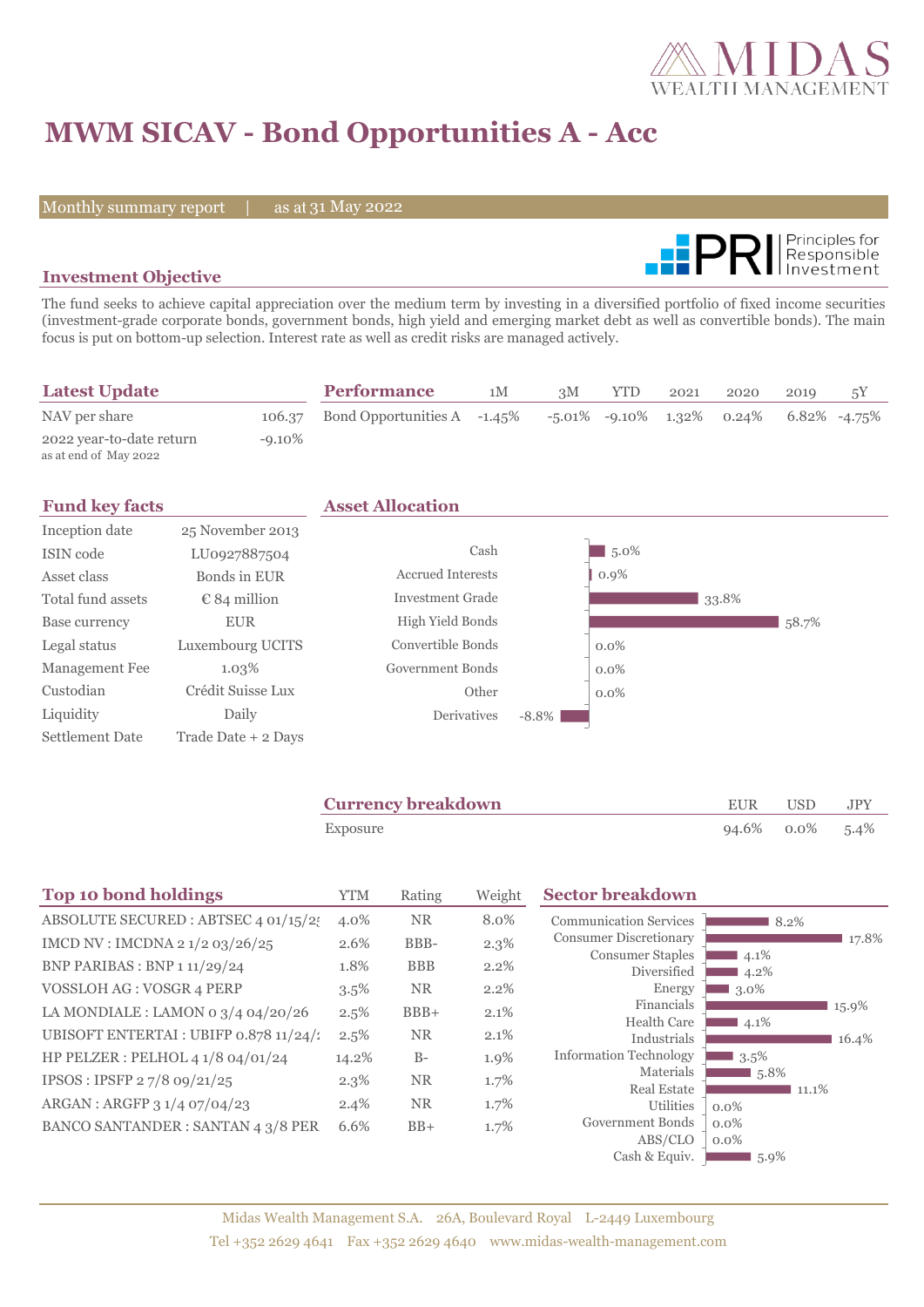# MWM SICAV - Bond Opportunities A - Acc

Monthly summary report | as at 31 May 2022

## Investment Objective

The fund seeks to achieve capital appreciation over the medium term by investing in a diversified portfolio of fixed income securities (investment-grade corporate bonds, government bonds, high yield and emerging market debt as well as convertible bonds). The main focus is put on bottom-up selection. Interest rate as well as credit risks are managed actively.

## Latest Update

| | |
|---|---|
| NAV per share | 106.37 |
| 2022 year-to-date return<br>as at end of May 2022 | -9.10% |

## Performance

| | 1M | 3M | YTD | 2021 | 2020 | 2019 | 5Y |
|---|---|---|---|---|---|---|---|
| Bond Opportunities A | -1.45% | -5.01% | -9.10% | 1.32% | 0.24% | 6.82% | -4.75% |

## Fund key facts

| | |
|---|---|
| Inception date | 25 November 2013 |
| ISIN code | LU0927887504 |
| Asset class | Bonds in EUR |
| Total fund assets | € 84 million |
| Base currency | EUR |
| Legal status | Luxembourg UCITS |
| Management Fee | 1.03% |
| Custodian | Crédit Suisse Lux |
| Liquidity | Daily |
| Settlement Date | Trade Date + 2 Days |

## Asset Allocation

Cash 5.0%
Accrued Interests 0.9%
Investment Grade 33.8%
High Yield Bonds 58.7%
Convertible Bonds 0.0%
Government Bonds 0.0%
Other 0.0%
Derivatives -8.8%

## Currency breakdown

| | EUR | USD | JPY |
|---|---|---|---|
| Exposure | 94.6% | 0.0% | 5.4% |

## Top 10 bond holdings

| | YTM | Rating | Weight |
|---|---|---|---|
| ABSOLUTE SECURED : ABTSEC 4 01/15/2 | 4.0% | NR | 8.0% |
| IMCD NV : IMCDNA 2 1/2 03/26/25 | 2.6% | BBB- | 2.3% |
| BNP PARIBAS : BNP 1 11/29/24 | 1.8% | BBB | 2.2% |
| VOSSLOH AG : VOSGR 4 PERP | 3.5% | NR | 2.2% |
| LA MONDIALE : LAMON 0 3/4 04/20/26 | 2.5% | BBB+ | 2.1% |
| UBISOFT ENTERTAI : UBIFP 0.878 11/24/2 | 2.5% | NR | 2.1% |
| HP PELZER : PELHOL 4 1/8 04/01/24 | 14.2% | B- | 1.9% |
| IPSOS : IPSFP 2 7/8 09/21/25 | 2.3% | NR | 1.7% |
| ARGAN : ARGFP 3 1/4 07/04/23 | 2.4% | NR | 1.7% |
| BANCO SANTANDER : SANTAN 4 3/8 PER | 6.6% | BB+ | 1.7% |

## Sector breakdown

Communication Services 8.2%
Consumer Discretionary 17.8%
Consumer Staples 4.1%
Diversified 4.2%
Energy 3.0%
Financials 15.9%
Health Care 4.1%
Industrials 16.4%
Information Technology 3.5%
Materials 5.8%
Real Estate 11.1%
Utilities 0.0%
Government Bonds 0.0%
ABS/CLO 0.0%
Cash & Equiv. 5.9%

Midas Wealth Management S.A. 26A, Boulevard Royal L-2449 Luxembourg
Tel +352 2629 4641 Fax +352 2629 4640 www.midas-wealth-management.com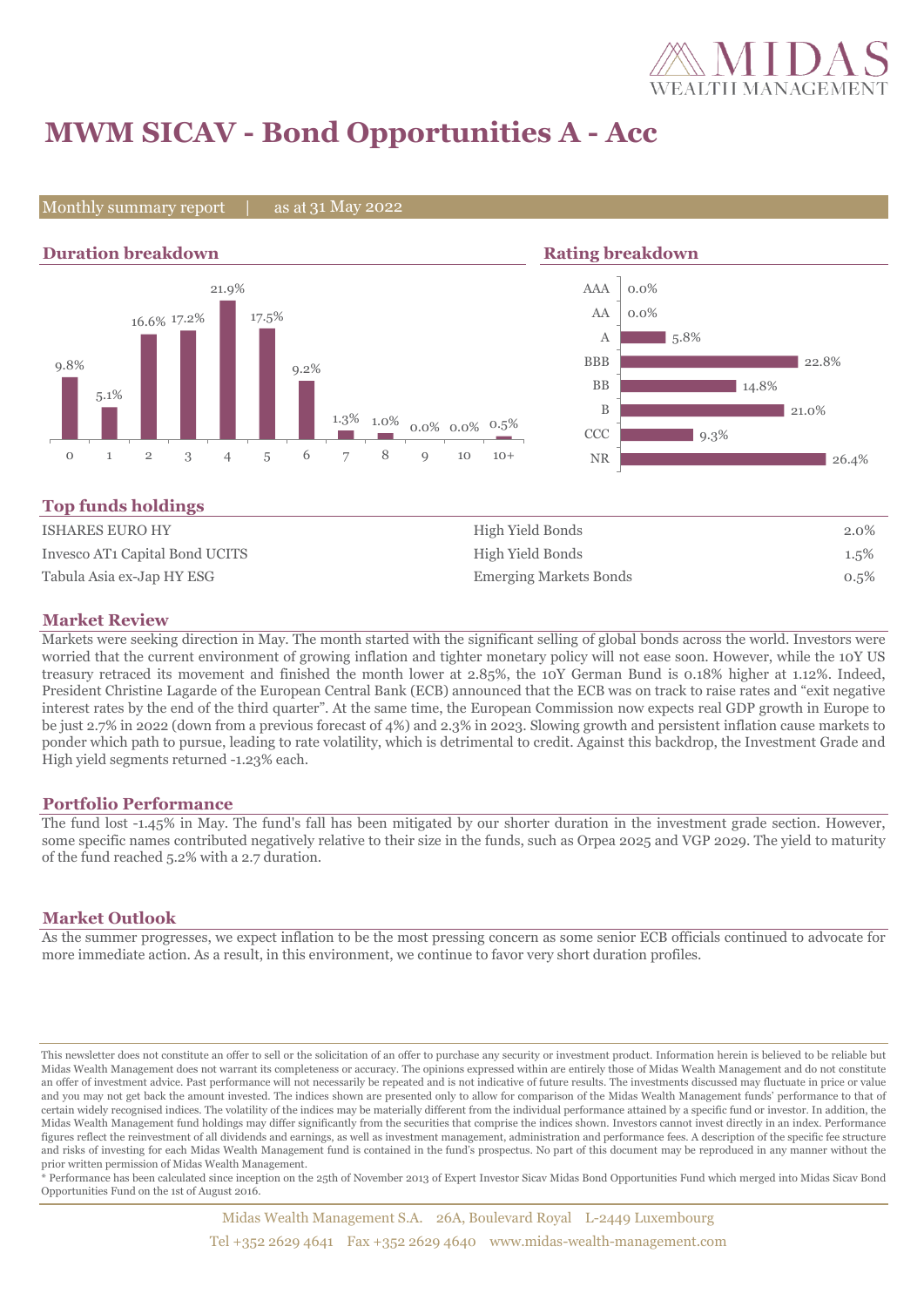# MWM SICAV - Bond Opportunities A - Acc

Monthly summary report | as at 31 May 2022

## Duration breakdown

9.8%
5.1%
16.6%
17.2%
21.9%
17.5%
9.2%
1.3%
1.0%
0.0%
0.0%
0.5%

0 1 2 3 4 5 6 7 8 9 10 10+

## Rating breakdown

AAA 0.0%
AA 0.0%
A 5.8%
BBB 22.8%
BB 14.8%
B 21.0%
CCC 9.3%
NR 26.4%

## Top funds holdings

| | | |
|---|---|---|
| ISHARES EURO HY | High Yield Bonds | 2.0% |
| Invesco AT1 Capital Bond UCITS | High Yield Bonds | 1.5% |
| Tabula Asia ex-Jap HY ESG | Emerging Markets Bonds | 0.5% |

## Market Review

Markets were seeking direction in May. The month started with the significant selling of global bonds across the world. Investors were worried that the current environment of growing inflation and tighter monetary policy will not ease soon. However, while the 10Y US treasury retraced its movement and finished the month lower at 2.85%, the 10Y German Bund is 0.18% higher at 1.12%. Indeed, President Christine Lagarde of the European Central Bank (ECB) announced that the ECB was on track to raise rates and "exit negative interest rates by the end of the third quarter". At the same time, the European Commission now expects real GDP growth in Europe to be just 2.7% in 2022 (down from a previous forecast of 4%) and 2.3% in 2023. Slowing growth and persistent inflation cause markets to ponder which path to pursue, leading to rate volatility, which is detrimental to credit. Against this backdrop, the Investment Grade and High yield segments returned -1.23% each.

## Portfolio Performance

The fund lost -1.45% in May. The fund's fall has been mitigated by our shorter duration in the investment grade section. However, some specific names contributed negatively relative to their size in the funds, such as Orpea 2025 and VGP 2029. The yield to maturity of the fund reached 5.2% with a 2.7 duration.

## Market Outlook

As the summer progresses, we expect inflation to be the most pressing concern as some senior ECB officials continued to advocate for more immediate action. As a result, in this environment, we continue to favor very short duration profiles.

This newsletter does not constitute an offer to sell or the solicitation of an offer to purchase any security or investment product. Information herein is believed to be reliable but Midas Wealth Management does not warrant its completeness or accuracy. The opinions expressed within are entirely those of Midas Wealth Management and do not constitute an offer of investment advice. Past performance will not necessarily be repeated and is not indicative of future results. The investments discussed may fluctuate in price or value and you may not get back the amount invested. The indices shown are presented only to allow for comparison of the Midas Wealth Management funds' performance to that of certain widely recognised indices. The volatility of the indices may be materially different from the individual performance attained by a specific fund or investor. In addition, the Midas Wealth Management fund holdings may differ significantly from the securities that comprise the indices shown. Investors cannot invest directly in an index. Performance figures reflect the reinvestment of all dividends and earnings, as well as investment management, administration and performance fees. A description of the specific fee structure and risks of investing for each Midas Wealth Management fund is contained in the fund's prospectus. No part of this document may be reproduced in any manner without the prior written permission of Midas Wealth Management.

* Performance has been calculated since inception on the 25th of November 2013 of Expert Investor Sicav Midas Bond Opportunities Fund which merged into Midas Sicav Bond Opportunities Fund on the 1st of August 2016.

Midas Wealth Management S.A. 26A, Boulevard Royal L-2449 Luxembourg
Tel +352 2629 4641 Fax +352 2629 4640 www.midas-wealth-management.com